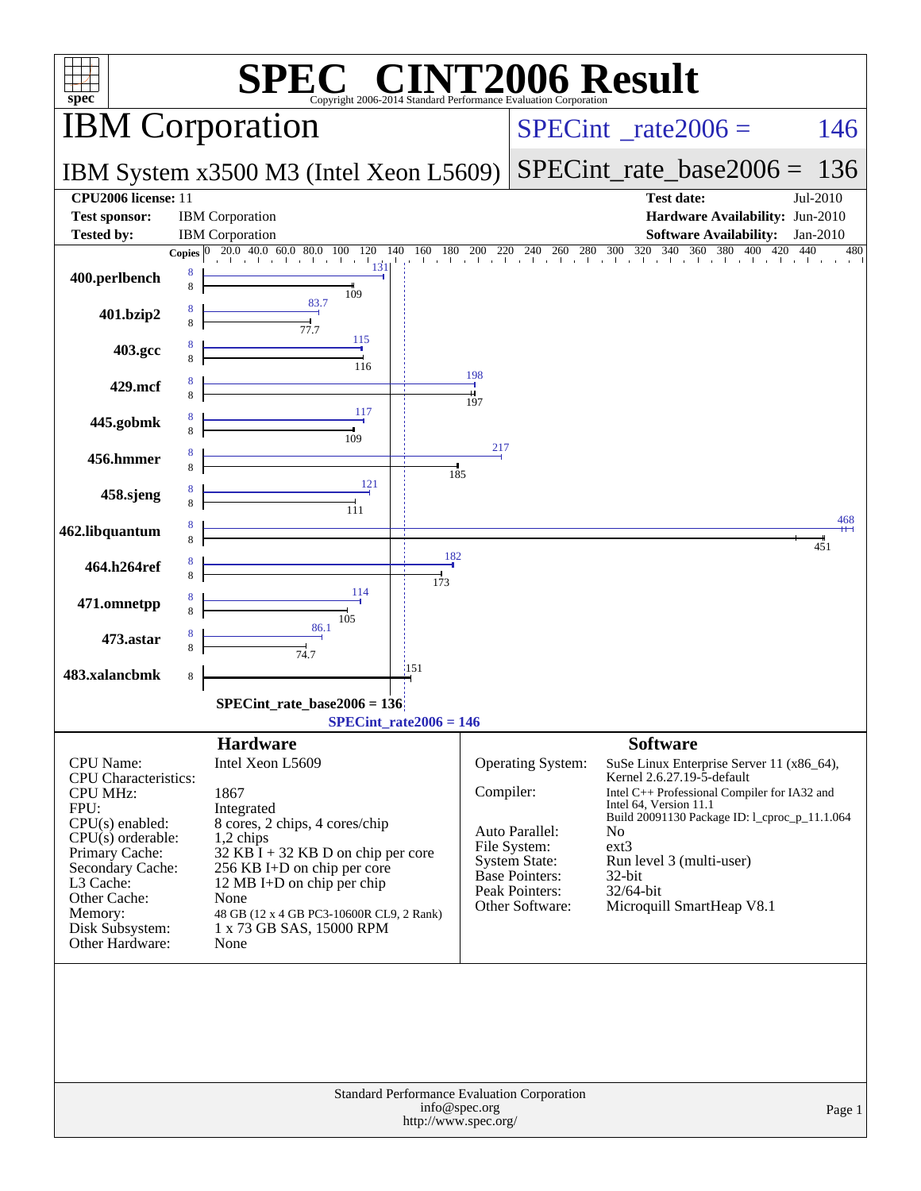# SPEC CINT2006 Result

Copyright 2006-2014 Standard Performance Evaluation Corporation

## IBM Corporation

**IBM System x3500 M3 (Intel Xeon L5609)**

SPECint_rate2006 = 146

SPECint_rate_base2006 = 136

| | | | |
|---|---|---|---|
| **CPU2006 license:** | 11 | **Test date:** | Jul-2010 |
| **Test sponsor:** | IBM Corporation | **Hardware Availability:** | Jun-2010 |
| **Tested by:** | IBM Corporation | **Software Availability:** | Jan-2010 |

| Benchmark | Copies (peak) | Peak | Copies (base) | Base |
|---|---|---|---|---|
| 400.perlbench | 8 | 131 | 8 | 109 |
| 401.bzip2 | 8 | 83.7 | 8 | 77.7 |
| 403.gcc | 8 | 115 | 8 | 116 |
| 429.mcf | 8 | 198 | 8 | 197 |
| 445.gobmk | 8 | 117 | 8 | 109 |
| 456.hmmer | 8 | 217 | 8 | 185 |
| 458.sjeng | 8 | 121 | 8 | 111 |
| 462.libquantum | 8 | 468 | 8 | 451 |
| 464.h264ref | 8 | 182 | 8 | 173 |
| 471.omnetpp | 8 | 114 | 8 | 105 |
| 473.astar | 8 | 86.1 | 8 | 74.7 |
| 483.xalancbmk | | | 8 | 151 |

**SPECint_rate_base2006 = 136**

**SPECint_rate2006 = 146**

### Hardware

| | |
|---|---|
| CPU Name: | Intel Xeon L5609 |
| CPU Characteristics: | |
| CPU MHz: | 1867 |
| FPU: | Integrated |
| CPU(s) enabled: | 8 cores, 2 chips, 4 cores/chip |
| CPU(s) orderable: | 1,2 chips |
| Primary Cache: | 32 KB I + 32 KB D on chip per core |
| Secondary Cache: | 256 KB I+D on chip per core |
| L3 Cache: | 12 MB I+D on chip per chip |
| Other Cache: | None |
| Memory: | 48 GB (12 x 4 GB PC3-10600R CL9, 2 Rank) |
| Disk Subsystem: | 1 x 73 GB SAS, 15000 RPM |
| Other Hardware: | None |

### Software

| | |
|---|---|
| Operating System: | SuSe Linux Enterprise Server 11 (x86_64), Kernel 2.6.27.19-5-default |
| Compiler: | Intel C++ Professional Compiler for IA32 and Intel 64, Version 11.1 Build 20091130 Package ID: l_cproc_p_11.1.064 |
| Auto Parallel: | No |
| File System: | ext3 |
| System State: | Run level 3 (multi-user) |
| Base Pointers: | 32-bit |
| Peak Pointers: | 32/64-bit |
| Other Software: | Microquill SmartHeap V8.1 |

Standard Performance Evaluation Corporation
info@spec.org
http://www.spec.org/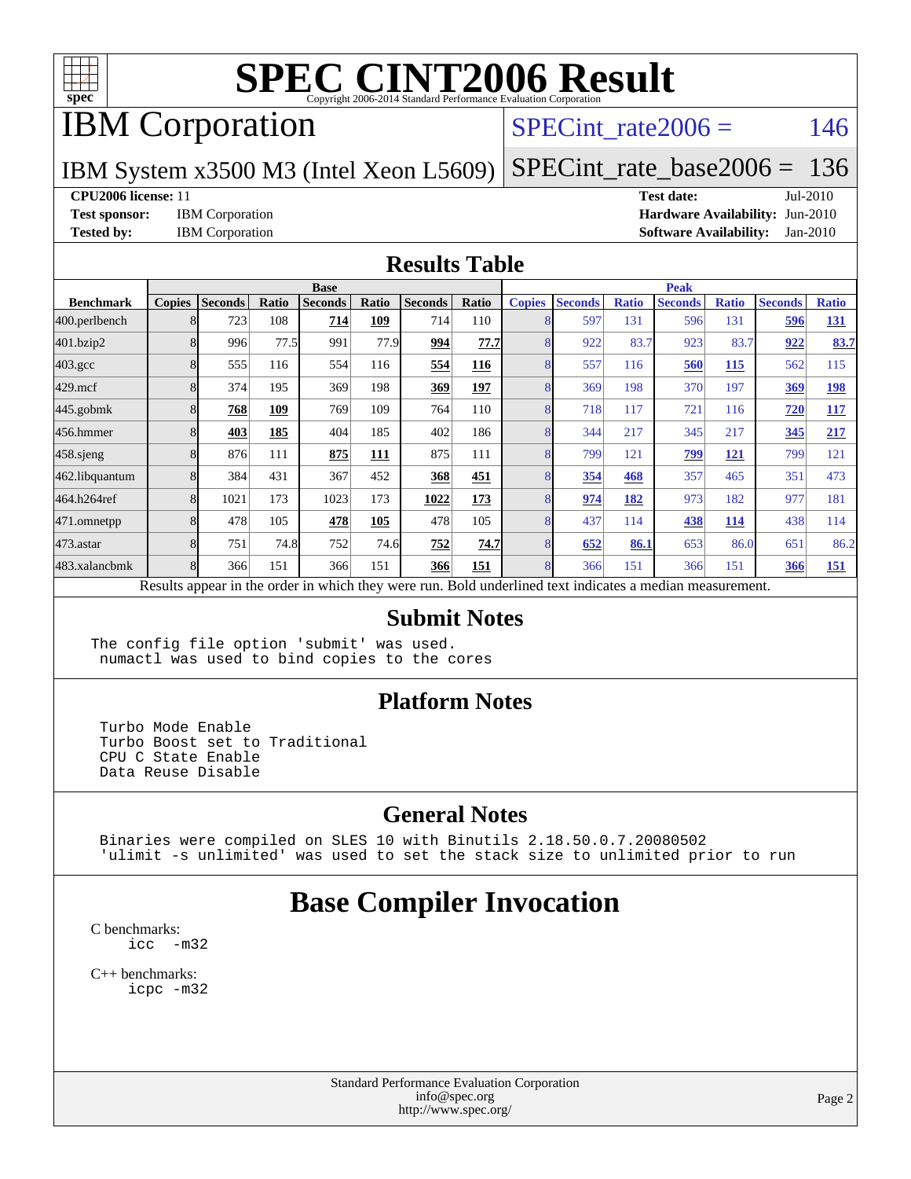# SPEC CINT2006 Result

Copyright 2006-2014 Standard Performance Evaluation Corporation

## IBM Corporation

**SPECint_rate2006 = 146**

IBM System x3500 M3 (Intel Xeon L5609)

**SPECint_rate_base2006 = 136**

**CPU2006 license:** 11
**Test sponsor:** IBM Corporation
**Tested by:** IBM Corporation

**Test date:** Jul-2010
**Hardware Availability:** Jun-2010
**Software Availability:** Jan-2010

## Results Table

| | Base | | | | | | | Peak | | | | | | |
|---|---|---|---|---|---|---|---|---|---|---|---|---|---|---|
| **Benchmark** | **Copies** | **Seconds** | **Ratio** | **Seconds** | **Ratio** | **Seconds** | **Ratio** | **Copies** | **Seconds** | **Ratio** | **Seconds** | **Ratio** | **Seconds** | **Ratio** |
| 400.perlbench | 8 | 723 | 108 | **714** | **109** | 714 | 110 | 8 | 597 | 131 | 596 | 131 | **596** | **131** |
| 401.bzip2 | 8 | 996 | 77.5 | 991 | 77.9 | **994** | **77.7** | 8 | 922 | 83.7 | 923 | 83.7 | **922** | **83.7** |
| 403.gcc | 8 | 555 | 116 | 554 | 116 | **554** | **116** | 8 | 557 | 116 | **560** | **115** | 562 | 115 |
| 429.mcf | 8 | 374 | 195 | 369 | 198 | **369** | **197** | 8 | 369 | 198 | 370 | 197 | **369** | **198** |
| 445.gobmk | 8 | **768** | **109** | 769 | 109 | 764 | 110 | 8 | 718 | 117 | 721 | 116 | **720** | **117** |
| 456.hmmer | 8 | **403** | **185** | 404 | 185 | 402 | 186 | 8 | 344 | 217 | 345 | 217 | **345** | **217** |
| 458.sjeng | 8 | 876 | 111 | **875** | **111** | 875 | 111 | 8 | 799 | 121 | **799** | **121** | 799 | 121 |
| 462.libquantum | 8 | 384 | 431 | 367 | 452 | **368** | **451** | 8 | **354** | **468** | 357 | 465 | 351 | 473 |
| 464.h264ref | 8 | 1021 | 173 | 1023 | 173 | **1022** | **173** | 8 | **974** | **182** | 973 | 182 | 977 | 181 |
| 471.omnetpp | 8 | 478 | 105 | **478** | **105** | 478 | 105 | 8 | 437 | 114 | **438** | **114** | 438 | 114 |
| 473.astar | 8 | 751 | 74.8 | 752 | 74.6 | **752** | **74.7** | 8 | **652** | **86.1** | 653 | 86.0 | 651 | 86.2 |
| 483.xalancbmk | 8 | 366 | 151 | 366 | 151 | **366** | **151** | 8 | 366 | 151 | 366 | 151 | **366** | **151** |

Results appear in the order in which they were run. Bold underlined text indicates a median measurement.

## Submit Notes

```
The config file option 'submit' was used.
 numactl was used to bind copies to the cores
```

## Platform Notes

```
Turbo Mode Enable
Turbo Boost set to Traditional
CPU C State Enable
Data Reuse Disable
```

## General Notes

```
Binaries were compiled on SLES 10 with Binutils 2.18.50.0.7.20080502
'ulimit -s unlimited' was used to set the stack size to unlimited prior to run
```

# Base Compiler Invocation

C benchmarks:
```
icc  -m32
```

C++ benchmarks:
```
icpc -m32
```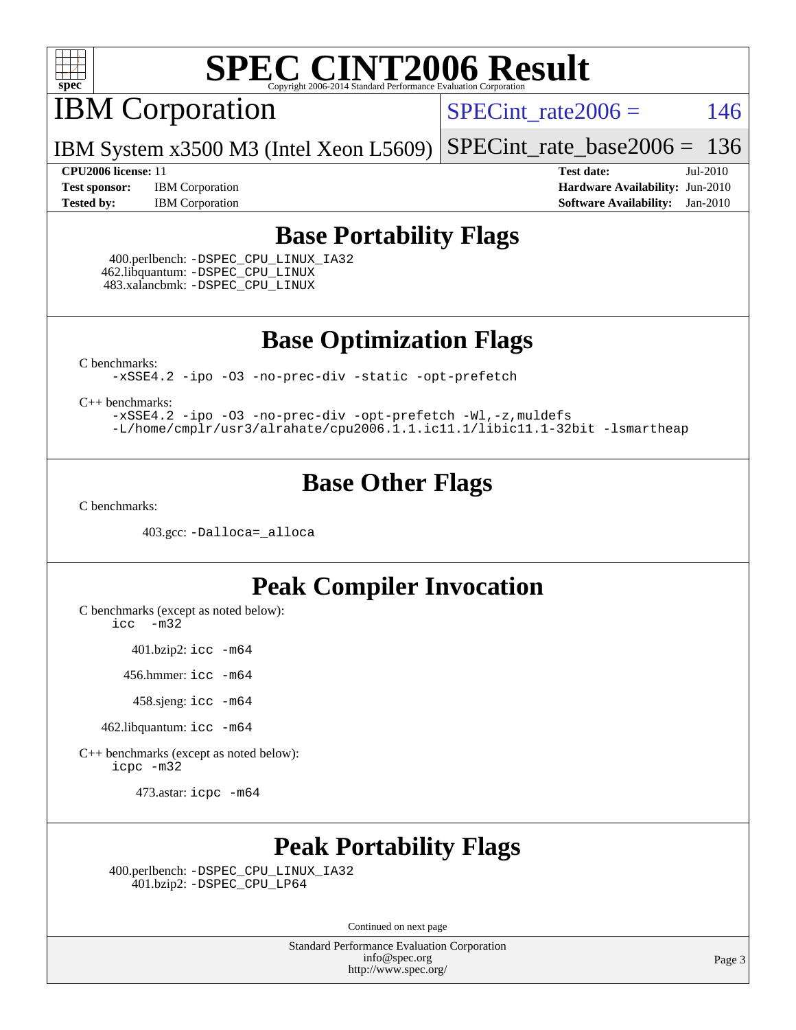# SPEC CINT2006 Result

Copyright 2006-2014 Standard Performance Evaluation Corporation

## IBM Corporation

IBM System x3500 M3 (Intel Xeon L5609)

SPECint_rate2006 = 146

SPECint_rate_base2006 = 136

**CPU2006 license:** 11
**Test sponsor:** IBM Corporation
**Tested by:** IBM Corporation

**Test date:** Jul-2010
**Hardware Availability:** Jun-2010
**Software Availability:** Jan-2010

## Base Portability Flags

400.perlbench: -DSPEC_CPU_LINUX_IA32
462.libquantum: -DSPEC_CPU_LINUX
483.xalancbmk: -DSPEC_CPU_LINUX

## Base Optimization Flags

C benchmarks:

```
-xSSE4.2 -ipo -O3 -no-prec-div -static -opt-prefetch
```

C++ benchmarks:

```
-xSSE4.2 -ipo -O3 -no-prec-div -opt-prefetch -Wl,-z,muldefs
-L/home/cmplr/usr3/alrahate/cpu2006.1.1.ic11.1/libic11.1-32bit -lsmartheap
```

## Base Other Flags

C benchmarks:

403.gcc: -Dalloca=_alloca

## Peak Compiler Invocation

C benchmarks (except as noted below):
icc -m32

401.bzip2: icc -m64

456.hmmer: icc -m64

458.sjeng: icc -m64

462.libquantum: icc -m64

C++ benchmarks (except as noted below):
icpc -m32

473.astar: icpc -m64

## Peak Portability Flags

400.perlbench: -DSPEC_CPU_LINUX_IA32
401.bzip2: -DSPEC_CPU_LP64

Continued on next page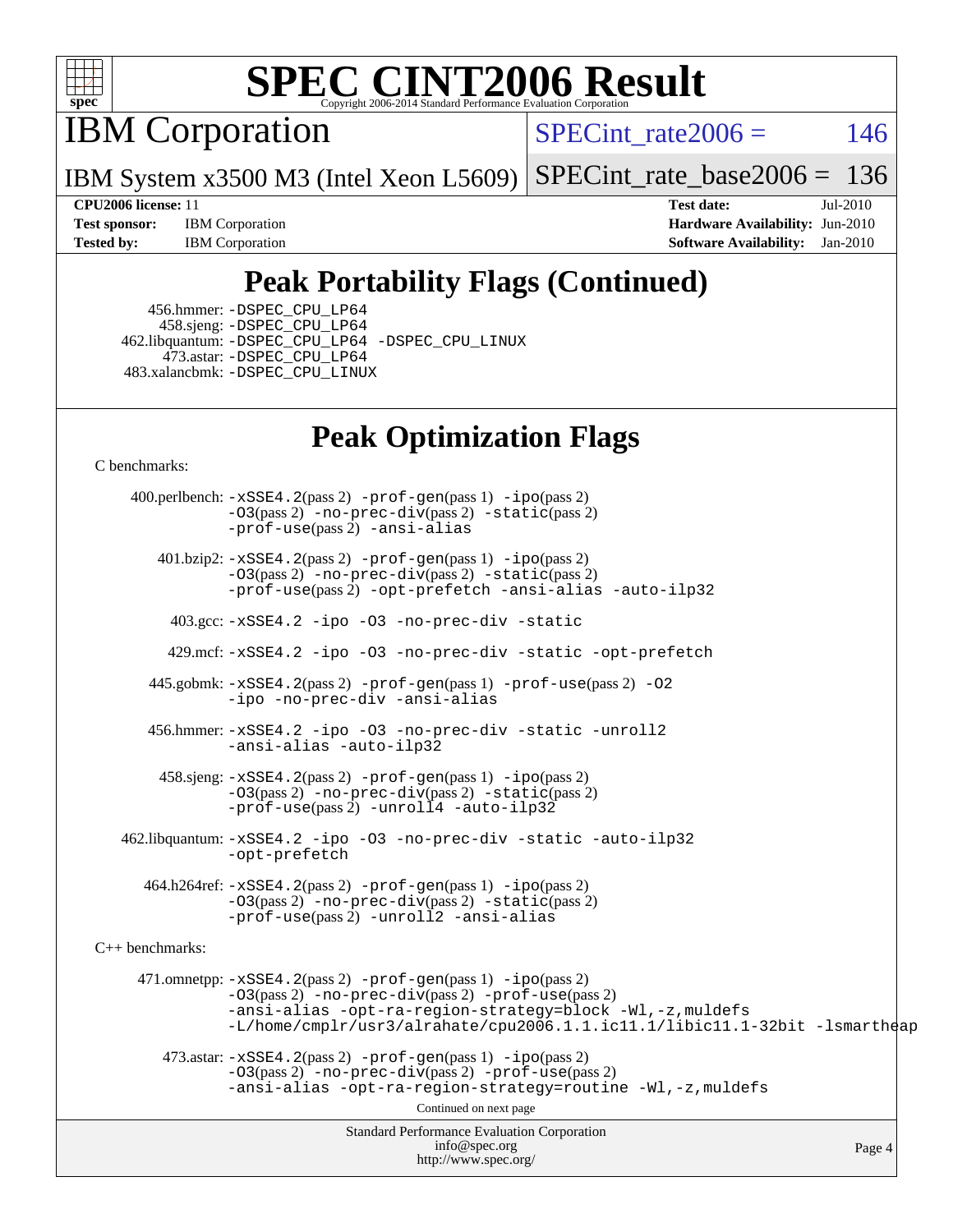# SPEC CINT2006 Result

Copyright 2006-2014 Standard Performance Evaluation Corporation

## IBM Corporation

IBM System x3500 M3 (Intel Xeon L5609)

SPECint_rate2006 = 146

SPECint_rate_base2006 = 136

**CPU2006 license:** 11
**Test sponsor:** IBM Corporation
**Tested by:** IBM Corporation

**Test date:** Jul-2010
**Hardware Availability:** Jun-2010
**Software Availability:** Jan-2010

## Peak Portability Flags (Continued)

456.hmmer: -DSPEC_CPU_LP64
458.sjeng: -DSPEC_CPU_LP64
462.libquantum: -DSPEC_CPU_LP64 -DSPEC_CPU_LINUX
473.astar: -DSPEC_CPU_LP64
483.xalancbmk: -DSPEC_CPU_LINUX

## Peak Optimization Flags

C benchmarks:

400.perlbench: -xSSE4.2(pass 2) -prof-gen(pass 1) -ipo(pass 2) -O3(pass 2) -no-prec-div(pass 2) -static(pass 2) -prof-use(pass 2) -ansi-alias

401.bzip2: -xSSE4.2(pass 2) -prof-gen(pass 1) -ipo(pass 2) -O3(pass 2) -no-prec-div(pass 2) -static(pass 2) -prof-use(pass 2) -opt-prefetch -ansi-alias -auto-ilp32

403.gcc: -xSSE4.2 -ipo -O3 -no-prec-div -static

429.mcf: -xSSE4.2 -ipo -O3 -no-prec-div -static -opt-prefetch

445.gobmk: -xSSE4.2(pass 2) -prof-gen(pass 1) -prof-use(pass 2) -O2 -ipo -no-prec-div -ansi-alias

456.hmmer: -xSSE4.2 -ipo -O3 -no-prec-div -static -unroll2 -ansi-alias -auto-ilp32

458.sjeng: -xSSE4.2(pass 2) -prof-gen(pass 1) -ipo(pass 2) -O3(pass 2) -no-prec-div(pass 2) -static(pass 2) -prof-use(pass 2) -unroll4 -auto-ilp32

462.libquantum: -xSSE4.2 -ipo -O3 -no-prec-div -static -auto-ilp32 -opt-prefetch

464.h264ref: -xSSE4.2(pass 2) -prof-gen(pass 1) -ipo(pass 2) -O3(pass 2) -no-prec-div(pass 2) -static(pass 2) -prof-use(pass 2) -unroll2 -ansi-alias

C++ benchmarks:

471.omnetpp: -xSSE4.2(pass 2) -prof-gen(pass 1) -ipo(pass 2) -O3(pass 2) -no-prec-div(pass 2) -prof-use(pass 2) -ansi-alias -opt-ra-region-strategy=block -Wl,-z,muldefs -L/home/cmplr/usr3/alrahate/cpu2006.1.1.ic11.1/libic11.1-32bit -lsmartheap

473.astar: -xSSE4.2(pass 2) -prof-gen(pass 1) -ipo(pass 2) -O3(pass 2) -no-prec-div(pass 2) -prof-use(pass 2) -ansi-alias -opt-ra-region-strategy=routine -Wl,-z,muldefs

Continued on next page

Standard Performance Evaluation Corporation
info@spec.org
http://www.spec.org/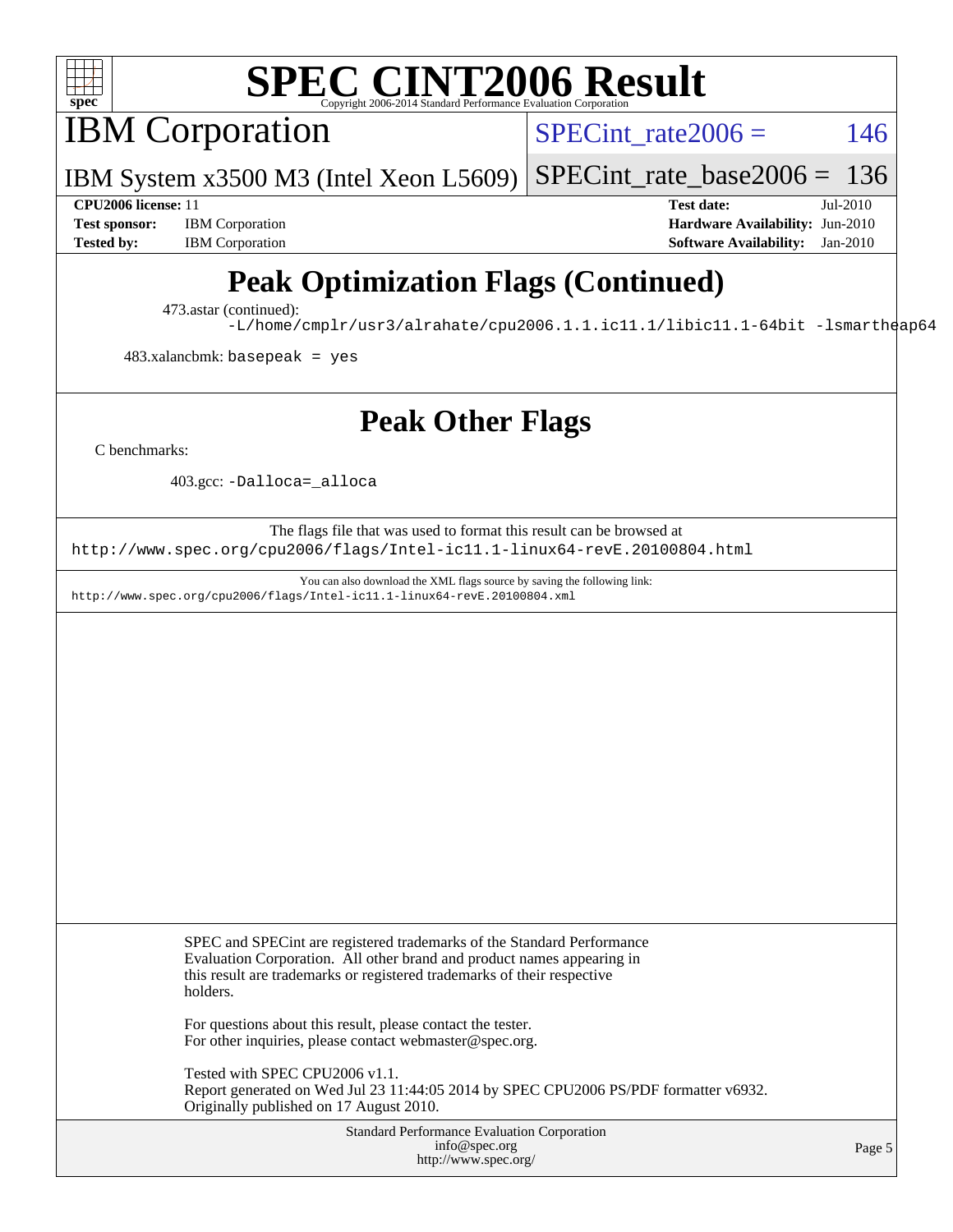# Peak Optimization Flags (Continued)

473.astar (continued):
```
-L/home/cmplr/usr3/alrahate/cpu2006.1.1.ic11.1/libic11.1-64bit -lsmartheap64
```

483.xalancbmk: `basepeak = yes`

# Peak Other Flags

C benchmarks:

403.gcc: `-Dalloca=_alloca`

The flags file that was used to format this result can be browsed at
http://www.spec.org/cpu2006/flags/Intel-ic11.1-linux64-revE.20100804.html

You can also download the XML flags source by saving the following link:
http://www.spec.org/cpu2006/flags/Intel-ic11.1-linux64-revE.20100804.xml

SPEC and SPECint are registered trademarks of the Standard Performance Evaluation Corporation. All other brand and product names appearing in this result are trademarks or registered trademarks of their respective holders.

For questions about this result, please contact the tester.
For other inquiries, please contact webmaster@spec.org.

Tested with SPEC CPU2006 v1.1.
Report generated on Wed Jul 23 11:44:05 2014 by SPEC CPU2006 PS/PDF formatter v6932.
Originally published on 17 August 2010.